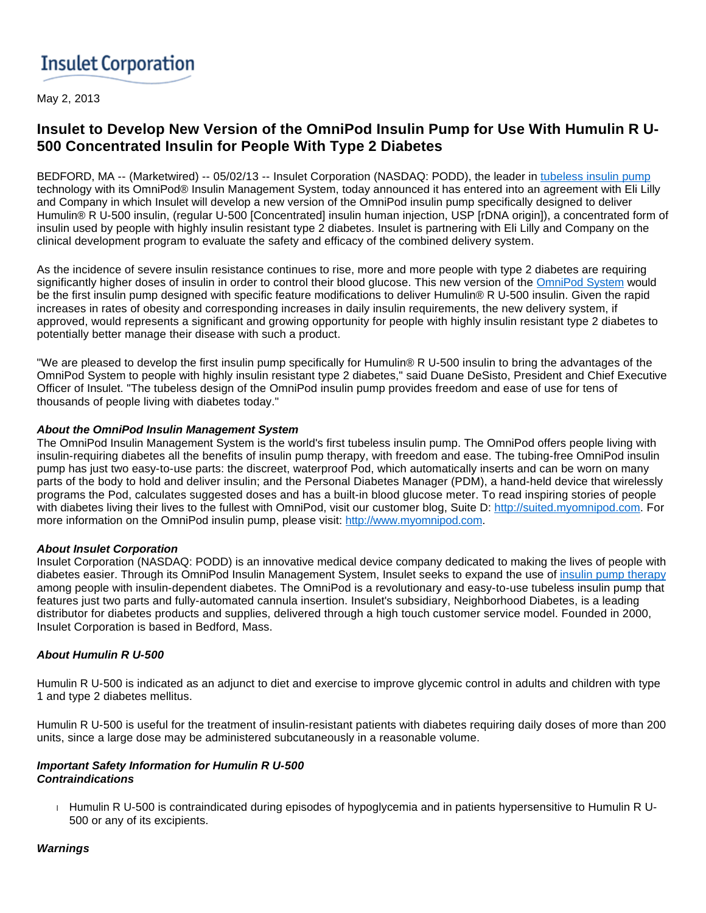Insulet Corporation

May 2, 2013

# Insulet to Develop New Version of the OmniPod Insulin Pump for Use With Humulin R U-500 Concentrated Insulin for People With Type 2 Diabetes

BEDFORD, MA -- (Marketwired) -- 05/02/13 -- Insulet Corporation (NASDAQ: PODD), the leader in tubeless insulin pump technology with its OmniPod® Insulin Management System, today announced it has entered into an agreement with Eli Lilly and Company in which Insulet will develop a new version of the OmniPod insulin pump specifically designed to deliver Humulin® R U-500 insulin, (regular U-500 [Concentrated] insulin human injection, USP [rDNA origin]), a concentrated form of insulin used by people with highly insulin resistant type 2 diabetes. Insulet is partnering with Eli Lilly and Company on the clinical development program to evaluate the safety and efficacy of the combined delivery system.

As the incidence of severe insulin resistance continues to rise, more and more people with type 2 diabetes are requiring significantly higher doses of insulin in order to control their blood glucose. This new version of the OmniPod System would be the first insulin pump designed with specific feature modifications to deliver Humulin® R U-500 insulin. Given the rapid increases in rates of obesity and corresponding increases in daily insulin requirements, the new delivery system, if approved, would represents a significant and growing opportunity for people with highly insulin resistant type 2 diabetes to potentially better manage their disease with such a product.

"We are pleased to develop the first insulin pump specifically for Humulin® R U-500 insulin to bring the advantages of the OmniPod System to people with highly insulin resistant type 2 diabetes," said Duane DeSisto, President and Chief Executive Officer of Insulet. "The tubeless design of the OmniPod insulin pump provides freedom and ease of use for tens of thousands of people living with diabetes today."

***About the OmniPod Insulin Management System***

The OmniPod Insulin Management System is the world's first tubeless insulin pump. The OmniPod offers people living with insulin-requiring diabetes all the benefits of insulin pump therapy, with freedom and ease. The tubing-free OmniPod insulin pump has just two easy-to-use parts: the discreet, waterproof Pod, which automatically inserts and can be worn on many parts of the body to hold and deliver insulin; and the Personal Diabetes Manager (PDM), a hand-held device that wirelessly programs the Pod, calculates suggested doses and has a built-in blood glucose meter. To read inspiring stories of people with diabetes living their lives to the fullest with OmniPod, visit our customer blog, Suite D: http://suited.myomnipod.com. For more information on the OmniPod insulin pump, please visit: http://www.myomnipod.com.

***About Insulet Corporation***

Insulet Corporation (NASDAQ: PODD) is an innovative medical device company dedicated to making the lives of people with diabetes easier. Through its OmniPod Insulin Management System, Insulet seeks to expand the use of insulin pump therapy among people with insulin-dependent diabetes. The OmniPod is a revolutionary and easy-to-use tubeless insulin pump that features just two parts and fully-automated cannula insertion. Insulet's subsidiary, Neighborhood Diabetes, is a leading distributor for diabetes products and supplies, delivered through a high touch customer service model. Founded in 2000, Insulet Corporation is based in Bedford, Mass.

***About Humulin R U-500***

Humulin R U-500 is indicated as an adjunct to diet and exercise to improve glycemic control in adults and children with type 1 and type 2 diabetes mellitus.

Humulin R U-500 is useful for the treatment of insulin-resistant patients with diabetes requiring daily doses of more than 200 units, since a large dose may be administered subcutaneously in a reasonable volume.

***Important Safety Information for Humulin R U-500***
***Contraindications***

- Humulin R U-500 is contraindicated during episodes of hypoglycemia and in patients hypersensitive to Humulin R U-500 or any of its excipients.

***Warnings***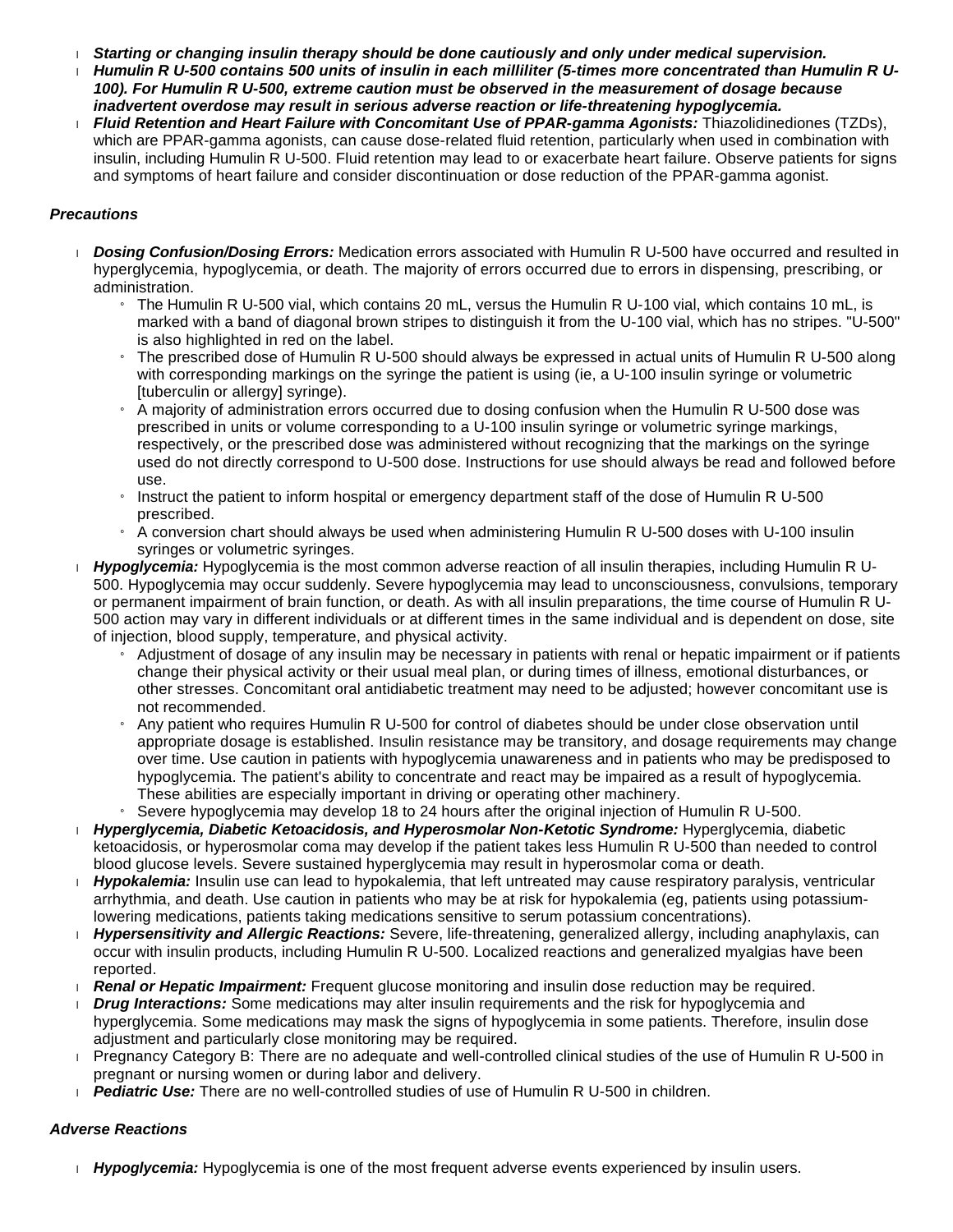- ***Starting or changing insulin therapy should be done cautiously and only under medical supervision.***
- ***Humulin R U-500 contains 500 units of insulin in each milliliter (5-times more concentrated than Humulin R U-100). For Humulin R U-500, extreme caution must be observed in the measurement of dosage because inadvertent overdose may result in serious adverse reaction or life-threatening hypoglycemia.***
- ***Fluid Retention and Heart Failure with Concomitant Use of PPAR-gamma Agonists:*** Thiazolidinediones (TZDs), which are PPAR-gamma agonists, can cause dose-related fluid retention, particularly when used in combination with insulin, including Humulin R U-500. Fluid retention may lead to or exacerbate heart failure. Observe patients for signs and symptoms of heart failure and consider discontinuation or dose reduction of the PPAR-gamma agonist.

### *Precautions*

- ***Dosing Confusion/Dosing Errors:*** Medication errors associated with Humulin R U-500 have occurred and resulted in hyperglycemia, hypoglycemia, or death. The majority of errors occurred due to errors in dispensing, prescribing, or administration.
  - The Humulin R U-500 vial, which contains 20 mL, versus the Humulin R U-100 vial, which contains 10 mL, is marked with a band of diagonal brown stripes to distinguish it from the U-100 vial, which has no stripes. "U-500" is also highlighted in red on the label.
  - The prescribed dose of Humulin R U-500 should always be expressed in actual units of Humulin R U-500 along with corresponding markings on the syringe the patient is using (ie, a U-100 insulin syringe or volumetric [tuberculin or allergy] syringe).
  - A majority of administration errors occurred due to dosing confusion when the Humulin R U-500 dose was prescribed in units or volume corresponding to a U-100 insulin syringe or volumetric syringe markings, respectively, or the prescribed dose was administered without recognizing that the markings on the syringe used do not directly correspond to U-500 dose. Instructions for use should always be read and followed before use.
  - Instruct the patient to inform hospital or emergency department staff of the dose of Humulin R U-500 prescribed.
  - A conversion chart should always be used when administering Humulin R U-500 doses with U-100 insulin syringes or volumetric syringes.
- ***Hypoglycemia:*** Hypoglycemia is the most common adverse reaction of all insulin therapies, including Humulin R U-500. Hypoglycemia may occur suddenly. Severe hypoglycemia may lead to unconsciousness, convulsions, temporary or permanent impairment of brain function, or death. As with all insulin preparations, the time course of Humulin R U-500 action may vary in different individuals or at different times in the same individual and is dependent on dose, site of injection, blood supply, temperature, and physical activity.
  - Adjustment of dosage of any insulin may be necessary in patients with renal or hepatic impairment or if patients change their physical activity or their usual meal plan, or during times of illness, emotional disturbances, or other stresses. Concomitant oral antidiabetic treatment may need to be adjusted; however concomitant use is not recommended.
  - Any patient who requires Humulin R U-500 for control of diabetes should be under close observation until appropriate dosage is established. Insulin resistance may be transitory, and dosage requirements may change over time. Use caution in patients with hypoglycemia unawareness and in patients who may be predisposed to hypoglycemia. The patient's ability to concentrate and react may be impaired as a result of hypoglycemia. These abilities are especially important in driving or operating other machinery.
  - Severe hypoglycemia may develop 18 to 24 hours after the original injection of Humulin R U-500.
- ***Hyperglycemia, Diabetic Ketoacidosis, and Hyperosmolar Non-Ketotic Syndrome:*** Hyperglycemia, diabetic ketoacidosis, or hyperosmolar coma may develop if the patient takes less Humulin R U-500 than needed to control blood glucose levels. Severe sustained hyperglycemia may result in hyperosmolar coma or death.
- ***Hypokalemia:*** Insulin use can lead to hypokalemia, that left untreated may cause respiratory paralysis, ventricular arrhythmia, and death. Use caution in patients who may be at risk for hypokalemia (eg, patients using potassium-lowering medications, patients taking medications sensitive to serum potassium concentrations).
- ***Hypersensitivity and Allergic Reactions:*** Severe, life-threatening, generalized allergy, including anaphylaxis, can occur with insulin products, including Humulin R U-500. Localized reactions and generalized myalgias have been reported.
- ***Renal or Hepatic Impairment:*** Frequent glucose monitoring and insulin dose reduction may be required.
- ***Drug Interactions:*** Some medications may alter insulin requirements and the risk for hypoglycemia and hyperglycemia. Some medications may mask the signs of hypoglycemia in some patients. Therefore, insulin dose adjustment and particularly close monitoring may be required.
- Pregnancy Category B: There are no adequate and well-controlled clinical studies of the use of Humulin R U-500 in pregnant or nursing women or during labor and delivery.
- ***Pediatric Use:*** There are no well-controlled studies of use of Humulin R U-500 in children.

### *Adverse Reactions*

- ***Hypoglycemia:*** Hypoglycemia is one of the most frequent adverse events experienced by insulin users.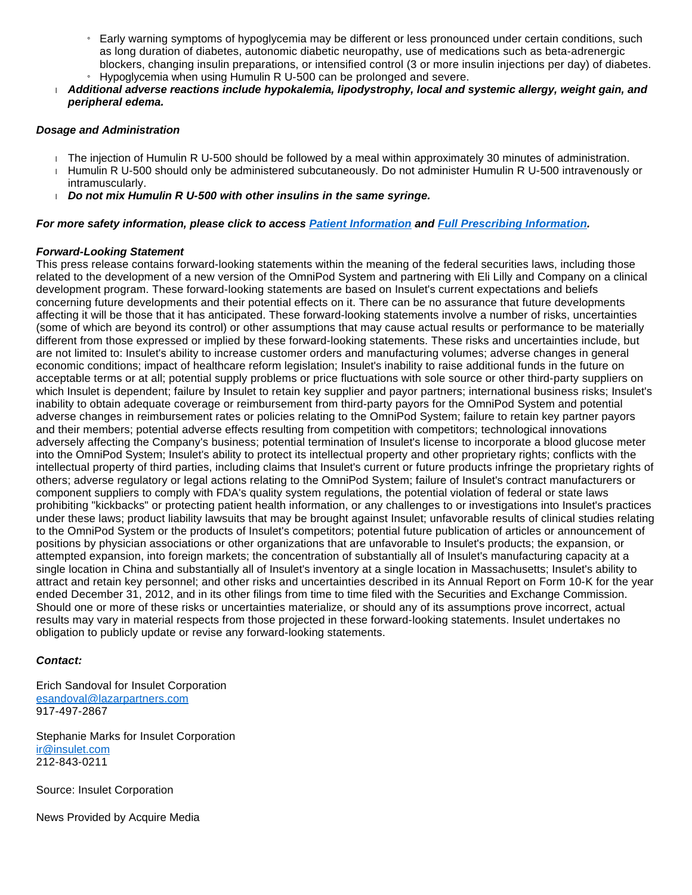- Early warning symptoms of hypoglycemia may be different or less pronounced under certain conditions, such as long duration of diabetes, autonomic diabetic neuropathy, use of medications such as beta-adrenergic blockers, changing insulin preparations, or intensified control (3 or more insulin injections per day) of diabetes.
   - Hypoglycemia when using Humulin R U-500 can be prolonged and severe.
- ***Additional adverse reactions include hypokalemia, lipodystrophy, local and systemic allergy, weight gain, and peripheral edema.***

***Dosage and Administration***

- The injection of Humulin R U-500 should be followed by a meal within approximately 30 minutes of administration.
- Humulin R U-500 should only be administered subcutaneously. Do not administer Humulin R U-500 intravenously or intramuscularly.
- ***Do not mix Humulin R U-500 with other insulins in the same syringe.***

***For more safety information, please click to access Patient Information and Full Prescribing Information.***

***Forward-Looking Statement***

This press release contains forward-looking statements within the meaning of the federal securities laws, including those related to the development of a new version of the OmniPod System and partnering with Eli Lilly and Company on a clinical development program. These forward-looking statements are based on Insulet's current expectations and beliefs concerning future developments and their potential effects on it. There can be no assurance that future developments affecting it will be those that it has anticipated. These forward-looking statements involve a number of risks, uncertainties (some of which are beyond its control) or other assumptions that may cause actual results or performance to be materially different from those expressed or implied by these forward-looking statements. These risks and uncertainties include, but are not limited to: Insulet's ability to increase customer orders and manufacturing volumes; adverse changes in general economic conditions; impact of healthcare reform legislation; Insulet's inability to raise additional funds in the future on acceptable terms or at all; potential supply problems or price fluctuations with sole source or other third-party suppliers on which Insulet is dependent; failure by Insulet to retain key supplier and payor partners; international business risks; Insulet's inability to obtain adequate coverage or reimbursement from third-party payors for the OmniPod System and potential adverse changes in reimbursement rates or policies relating to the OmniPod System; failure to retain key partner payors and their members; potential adverse effects resulting from competition with competitors; technological innovations adversely affecting the Company's business; potential termination of Insulet's license to incorporate a blood glucose meter into the OmniPod System; Insulet's ability to protect its intellectual property and other proprietary rights; conflicts with the intellectual property of third parties, including claims that Insulet's current or future products infringe the proprietary rights of others; adverse regulatory or legal actions relating to the OmniPod System; failure of Insulet's contract manufacturers or component suppliers to comply with FDA's quality system regulations, the potential violation of federal or state laws prohibiting "kickbacks" or protecting patient health information, or any challenges to or investigations into Insulet's practices under these laws; product liability lawsuits that may be brought against Insulet; unfavorable results of clinical studies relating to the OmniPod System or the products of Insulet's competitors; potential future publication of articles or announcement of positions by physician associations or other organizations that are unfavorable to Insulet's products; the expansion, or attempted expansion, into foreign markets; the concentration of substantially all of Insulet's manufacturing capacity at a single location in China and substantially all of Insulet's inventory at a single location in Massachusetts; Insulet's ability to attract and retain key personnel; and other risks and uncertainties described in its Annual Report on Form 10-K for the year ended December 31, 2012, and in its other filings from time to time filed with the Securities and Exchange Commission. Should one or more of these risks or uncertainties materialize, or should any of its assumptions prove incorrect, actual results may vary in material respects from those projected in these forward-looking statements. Insulet undertakes no obligation to publicly update or revise any forward-looking statements.

***Contact:***

Erich Sandoval for Insulet Corporation
esandoval@lazarpartners.com
917-497-2867

Stephanie Marks for Insulet Corporation
ir@insulet.com
212-843-0211

Source: Insulet Corporation

News Provided by Acquire Media